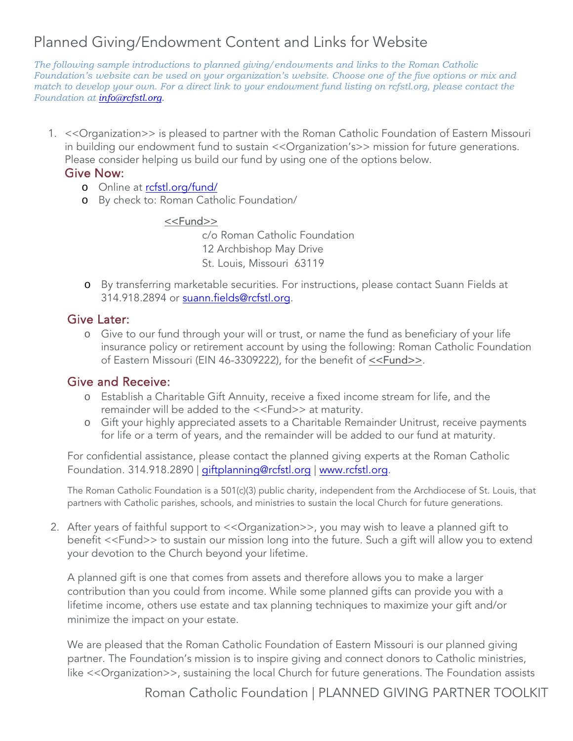# Planned Giving/Endowment Content and Links for Website

*The following sample introductions to planned giving/endowments and links to the Roman Catholic Foundation's website can be used on your organization's website. Choose one of the five options or mix and match to develop your own. For a direct link to your endowment fund listing on rcfstl.org, please contact the Foundation at info@rcfstl.org.*

1. <<Organization>> is pleased to partner with the Roman Catholic Foundation of Eastern Missouri in building our endowment fund to sustain <<Organization's>> mission for future generations. Please consider helping us build our fund by using one of the options below.

   ### Give Now:

   - Online at rcfstl.org/fund/
   - By check to: Roman Catholic Foundation/

     <<Fund>>
     c/o Roman Catholic Foundation
     12 Archbishop May Drive
     St. Louis, Missouri 63119

   - By transferring marketable securities. For instructions, please contact Suann Fields at 314.918.2894 or suann.fields@rcfstl.org.

   ### Give Later:

   - Give to our fund through your will or trust, or name the fund as beneficiary of your life insurance policy or retirement account by using the following: Roman Catholic Foundation of Eastern Missouri (EIN 46-3309222), for the benefit of <<Fund>>.

   ### Give and Receive:

   - Establish a Charitable Gift Annuity, receive a fixed income stream for life, and the remainder will be added to the <<Fund>> at maturity.
   - Gift your highly appreciated assets to a Charitable Remainder Unitrust, receive payments for life or a term of years, and the remainder will be added to our fund at maturity.

   For confidential assistance, please contact the planned giving experts at the Roman Catholic Foundation. 314.918.2890 | giftplanning@rcfstl.org | www.rcfstl.org.

   The Roman Catholic Foundation is a 501(c)(3) public charity, independent from the Archdiocese of St. Louis, that partners with Catholic parishes, schools, and ministries to sustain the local Church for future generations.

2. After years of faithful support to <<Organization>>, you may wish to leave a planned gift to benefit <<Fund>> to sustain our mission long into the future. Such a gift will allow you to extend your devotion to the Church beyond your lifetime.

   A planned gift is one that comes from assets and therefore allows you to make a larger contribution than you could from income. While some planned gifts can provide you with a lifetime income, others use estate and tax planning techniques to maximize your gift and/or minimize the impact on your estate.

   We are pleased that the Roman Catholic Foundation of Eastern Missouri is our planned giving partner. The Foundation's mission is to inspire giving and connect donors to Catholic ministries, like <<Organization>>, sustaining the local Church for future generations. The Foundation assists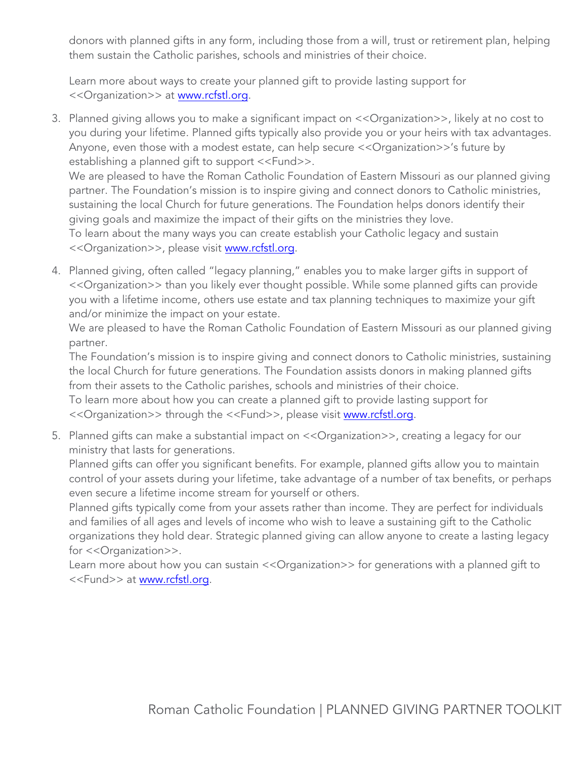donors with planned gifts in any form, including those from a will, trust or retirement plan, helping them sustain the Catholic parishes, schools and ministries of their choice.

Learn more about ways to create your planned gift to provide lasting support for <<Organization>> at [www.rcfstl.org](http://www.rcfstl.org).

3. Planned giving allows you to make a significant impact on <<Organization>>, likely at no cost to you during your lifetime. Planned gifts typically also provide you or your heirs with tax advantages. Anyone, even those with a modest estate, can help secure <<Organization>>'s future by establishing a planned gift to support <<Fund>>.
   We are pleased to have the Roman Catholic Foundation of Eastern Missouri as our planned giving partner. The Foundation's mission is to inspire giving and connect donors to Catholic ministries, sustaining the local Church for future generations. The Foundation helps donors identify their giving goals and maximize the impact of their gifts on the ministries they love.
   To learn about the many ways you can create establish your Catholic legacy and sustain <<Organization>>, please visit [www.rcfstl.org](http://www.rcfstl.org).

4. Planned giving, often called "legacy planning," enables you to make larger gifts in support of <<Organization>> than you likely ever thought possible. While some planned gifts can provide you with a lifetime income, others use estate and tax planning techniques to maximize your gift and/or minimize the impact on your estate.
   We are pleased to have the Roman Catholic Foundation of Eastern Missouri as our planned giving partner.
   The Foundation's mission is to inspire giving and connect donors to Catholic ministries, sustaining the local Church for future generations. The Foundation assists donors in making planned gifts from their assets to the Catholic parishes, schools and ministries of their choice.
   To learn more about how you can create a planned gift to provide lasting support for <<Organization>> through the <<Fund>>, please visit [www.rcfstl.org](http://www.rcfstl.org).

5. Planned gifts can make a substantial impact on <<Organization>>, creating a legacy for our ministry that lasts for generations.
   Planned gifts can offer you significant benefits. For example, planned gifts allow you to maintain control of your assets during your lifetime, take advantage of a number of tax benefits, or perhaps even secure a lifetime income stream for yourself or others.
   Planned gifts typically come from your assets rather than income. They are perfect for individuals and families of all ages and levels of income who wish to leave a sustaining gift to the Catholic organizations they hold dear. Strategic planned giving can allow anyone to create a lasting legacy for <<Organization>>.
   Learn more about how you can sustain <<Organization>> for generations with a planned gift to <<Fund>> at [www.rcfstl.org](http://www.rcfstl.org).